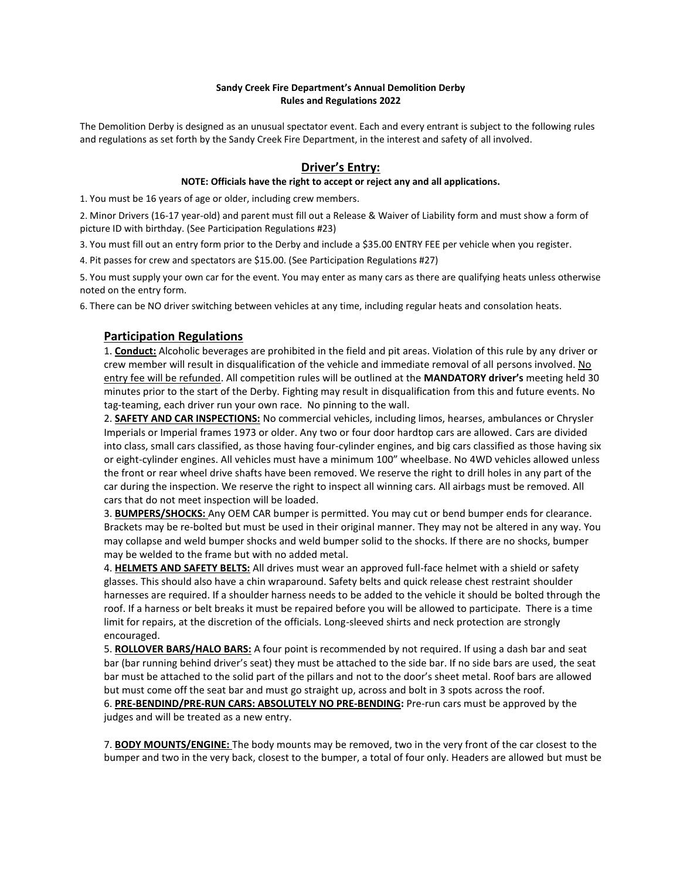**Sandy Creek Fire Department's Annual Demolition Derby**
**Rules and Regulations 2022**

The Demolition Derby is designed as an unusual spectator event. Each and every entrant is subject to the following rules and regulations as set forth by the Sandy Creek Fire Department, in the interest and safety of all involved.

## Driver's Entry:

**NOTE: Officials have the right to accept or reject any and all applications.**

1. You must be 16 years of age or older, including crew members.

2. Minor Drivers (16-17 year-old) and parent must fill out a Release & Waiver of Liability form and must show a form of picture ID with birthday. (See Participation Regulations #23)

3. You must fill out an entry form prior to the Derby and include a $35.00 ENTRY FEE per vehicle when you register.

4. Pit passes for crew and spectators are $15.00. (See Participation Regulations #27)

5. You must supply your own car for the event. You may enter as many cars as there are qualifying heats unless otherwise noted on the entry form.

6. There can be NO driver switching between vehicles at any time, including regular heats and consolation heats.

## Participation Regulations

1. **Conduct:** Alcoholic beverages are prohibited in the field and pit areas. Violation of this rule by any driver or crew member will result in disqualification of the vehicle and immediate removal of all persons involved. No entry fee will be refunded. All competition rules will be outlined at the **MANDATORY driver's** meeting held 30 minutes prior to the start of the Derby. Fighting may result in disqualification from this and future events. No tag-teaming, each driver run your own race. No pinning to the wall.

2. **SAFETY AND CAR INSPECTIONS:** No commercial vehicles, including limos, hearses, ambulances or Chrysler Imperials or Imperial frames 1973 or older. Any two or four door hardtop cars are allowed. Cars are divided into class, small cars classified, as those having four-cylinder engines, and big cars classified as those having six or eight-cylinder engines. All vehicles must have a minimum 100" wheelbase. No 4WD vehicles allowed unless the front or rear wheel drive shafts have been removed. We reserve the right to drill holes in any part of the car during the inspection. We reserve the right to inspect all winning cars. All airbags must be removed. All cars that do not meet inspection will be loaded.

3. **BUMPERS/SHOCKS:** Any OEM CAR bumper is permitted. You may cut or bend bumper ends for clearance. Brackets may be re-bolted but must be used in their original manner. They may not be altered in any way. You may collapse and weld bumper shocks and weld bumper solid to the shocks. If there are no shocks, bumper may be welded to the frame but with no added metal.

4. **HELMETS AND SAFETY BELTS:** All drives must wear an approved full-face helmet with a shield or safety glasses. This should also have a chin wraparound. Safety belts and quick release chest restraint shoulder harnesses are required. If a shoulder harness needs to be added to the vehicle it should be bolted through the roof. If a harness or belt breaks it must be repaired before you will be allowed to participate. There is a time limit for repairs, at the discretion of the officials. Long-sleeved shirts and neck protection are strongly encouraged.

5. **ROLLOVER BARS/HALO BARS:** A four point is recommended by not required. If using a dash bar and seat bar (bar running behind driver's seat) they must be attached to the side bar. If no side bars are used, the seat bar must be attached to the solid part of the pillars and not to the door's sheet metal. Roof bars are allowed but must come off the seat bar and must go straight up, across and bolt in 3 spots across the roof.

6. **PRE-BENDIND/PRE-RUN CARS: ABSOLUTELY NO PRE-BENDING:** Pre-run cars must be approved by the judges and will be treated as a new entry.

7. **BODY MOUNTS/ENGINE:** The body mounts may be removed, two in the very front of the car closest to the bumper and two in the very back, closest to the bumper, a total of four only. Headers are allowed but must be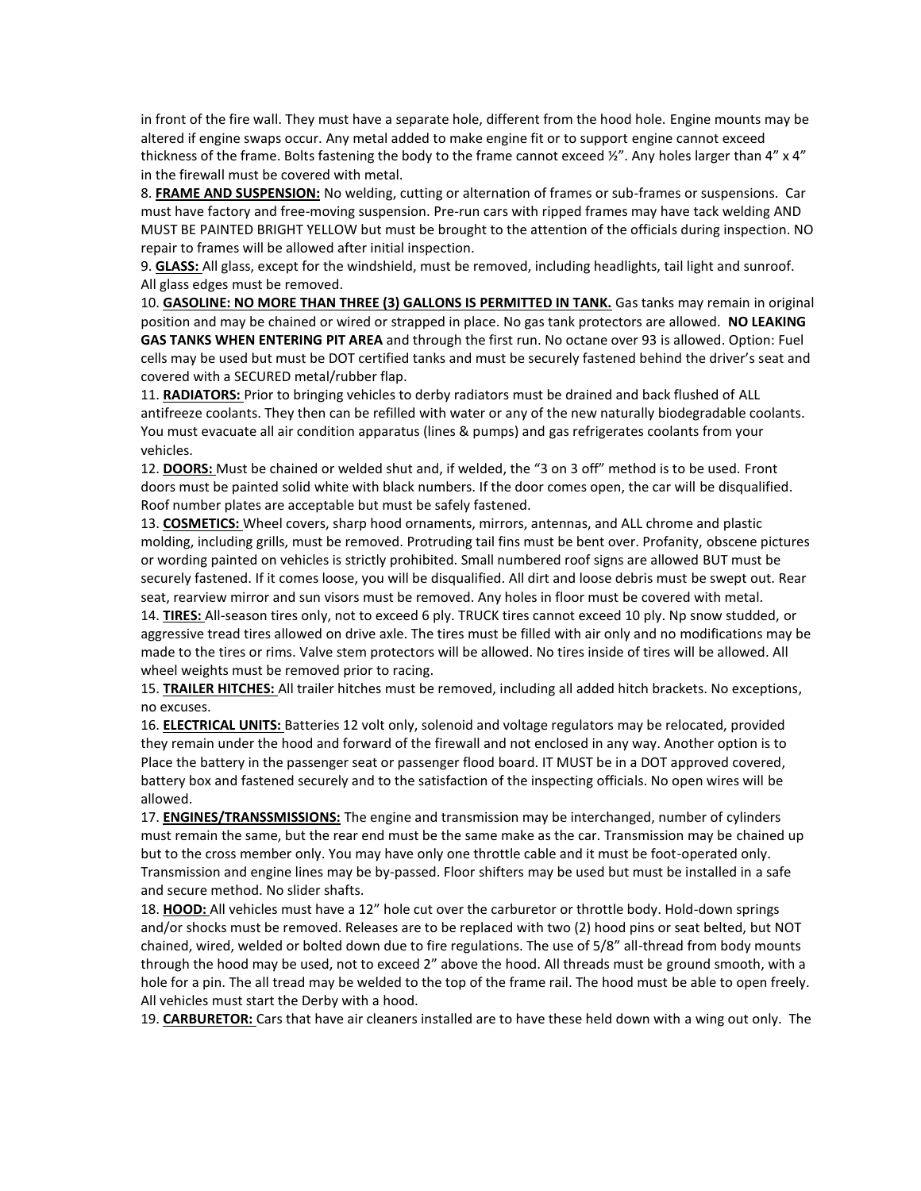in front of the fire wall. They must have a separate hole, different from the hood hole. Engine mounts may be altered if engine swaps occur. Any metal added to make engine fit or to support engine cannot exceed thickness of the frame. Bolts fastening the body to the frame cannot exceed ½". Any holes larger than 4" x 4" in the firewall must be covered with metal.

8. **FRAME AND SUSPENSION:** No welding, cutting or alternation of frames or sub-frames or suspensions. Car must have factory and free-moving suspension. Pre-run cars with ripped frames may have tack welding AND MUST BE PAINTED BRIGHT YELLOW but must be brought to the attention of the officials during inspection. NO repair to frames will be allowed after initial inspection.

9. **GLASS:** All glass, except for the windshield, must be removed, including headlights, tail light and sunroof. All glass edges must be removed.

10. **GASOLINE: NO MORE THAN THREE (3) GALLONS IS PERMITTED IN TANK.** Gas tanks may remain in original position and may be chained or wired or strapped in place. No gas tank protectors are allowed. **NO LEAKING GAS TANKS WHEN ENTERING PIT AREA** and through the first run. No octane over 93 is allowed. Option: Fuel cells may be used but must be DOT certified tanks and must be securely fastened behind the driver's seat and covered with a SECURED metal/rubber flap.

11. **RADIATORS:** Prior to bringing vehicles to derby radiators must be drained and back flushed of ALL antifreeze coolants. They then can be refilled with water or any of the new naturally biodegradable coolants. You must evacuate all air condition apparatus (lines & pumps) and gas refrigerates coolants from your vehicles.

12. **DOORS:** Must be chained or welded shut and, if welded, the "3 on 3 off" method is to be used. Front doors must be painted solid white with black numbers. If the door comes open, the car will be disqualified. Roof number plates are acceptable but must be safely fastened.

13. **COSMETICS:** Wheel covers, sharp hood ornaments, mirrors, antennas, and ALL chrome and plastic molding, including grills, must be removed. Protruding tail fins must be bent over. Profanity, obscene pictures or wording painted on vehicles is strictly prohibited. Small numbered roof signs are allowed BUT must be securely fastened. If it comes loose, you will be disqualified. All dirt and loose debris must be swept out. Rear seat, rearview mirror and sun visors must be removed. Any holes in floor must be covered with metal.

14. **TIRES:** All-season tires only, not to exceed 6 ply. TRUCK tires cannot exceed 10 ply. Np snow studded, or aggressive tread tires allowed on drive axle. The tires must be filled with air only and no modifications may be made to the tires or rims. Valve stem protectors will be allowed. No tires inside of tires will be allowed. All wheel weights must be removed prior to racing.

15. **TRAILER HITCHES:** All trailer hitches must be removed, including all added hitch brackets. No exceptions, no excuses.

16. **ELECTRICAL UNITS:** Batteries 12 volt only, solenoid and voltage regulators may be relocated, provided they remain under the hood and forward of the firewall and not enclosed in any way. Another option is to Place the battery in the passenger seat or passenger flood board. IT MUST be in a DOT approved covered, battery box and fastened securely and to the satisfaction of the inspecting officials. No open wires will be allowed.

17. **ENGINES/TRANSSMISSIONS:** The engine and transmission may be interchanged, number of cylinders must remain the same, but the rear end must be the same make as the car. Transmission may be chained up but to the cross member only. You may have only one throttle cable and it must be foot-operated only. Transmission and engine lines may be by-passed. Floor shifters may be used but must be installed in a safe and secure method. No slider shafts.

18. **HOOD:** All vehicles must have a 12" hole cut over the carburetor or throttle body. Hold-down springs and/or shocks must be removed. Releases are to be replaced with two (2) hood pins or seat belted, but NOT chained, wired, welded or bolted down due to fire regulations. The use of 5/8" all-thread from body mounts through the hood may be used, not to exceed 2" above the hood. All threads must be ground smooth, with a hole for a pin. The all tread may be welded to the top of the frame rail. The hood must be able to open freely. All vehicles must start the Derby with a hood.

19. **CARBURETOR:** Cars that have air cleaners installed are to have these held down with a wing out only. The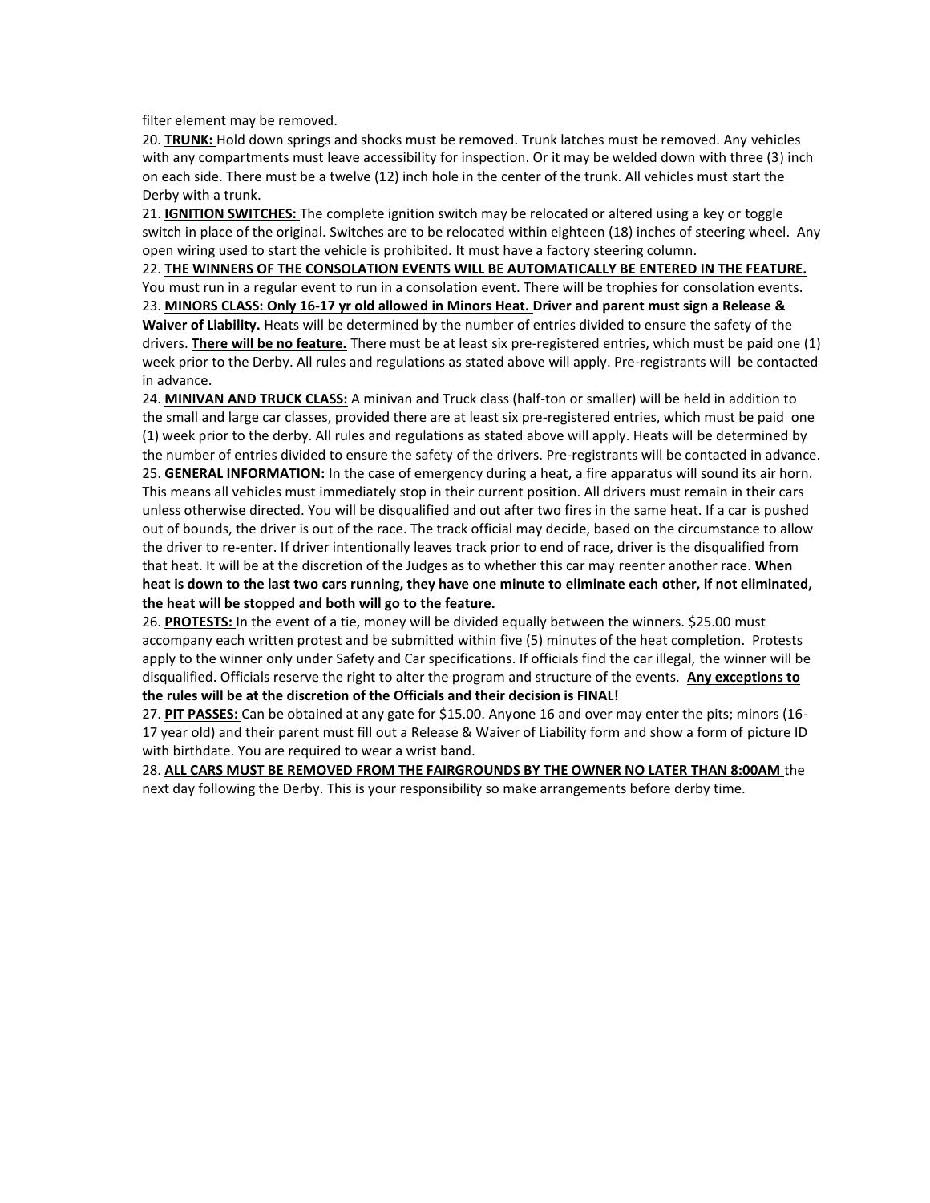filter element may be removed.

20. **TRUNK:** Hold down springs and shocks must be removed. Trunk latches must be removed. Any vehicles with any compartments must leave accessibility for inspection. Or it may be welded down with three (3) inch on each side. There must be a twelve (12) inch hole in the center of the trunk. All vehicles must start the Derby with a trunk.

21. **IGNITION SWITCHES:** The complete ignition switch may be relocated or altered using a key or toggle switch in place of the original. Switches are to be relocated within eighteen (18) inches of steering wheel. Any open wiring used to start the vehicle is prohibited. It must have a factory steering column.

22. **THE WINNERS OF THE CONSOLATION EVENTS WILL BE AUTOMATICALLY BE ENTERED IN THE FEATURE.** You must run in a regular event to run in a consolation event. There will be trophies for consolation events.

23. **MINORS CLASS: Only 16-17 yr old allowed in Minors Heat. Driver and parent must sign a Release & Waiver of Liability.** Heats will be determined by the number of entries divided to ensure the safety of the drivers. **There will be no feature.** There must be at least six pre-registered entries, which must be paid one (1) week prior to the Derby. All rules and regulations as stated above will apply. Pre-registrants will be contacted in advance.

24. **MINIVAN AND TRUCK CLASS:** A minivan and Truck class (half-ton or smaller) will be held in addition to the small and large car classes, provided there are at least six pre-registered entries, which must be paid one (1) week prior to the derby. All rules and regulations as stated above will apply. Heats will be determined by the number of entries divided to ensure the safety of the drivers. Pre-registrants will be contacted in advance.

25. **GENERAL INFORMATION:** In the case of emergency during a heat, a fire apparatus will sound its air horn. This means all vehicles must immediately stop in their current position. All drivers must remain in their cars unless otherwise directed. You will be disqualified and out after two fires in the same heat. If a car is pushed out of bounds, the driver is out of the race. The track official may decide, based on the circumstance to allow the driver to re-enter. If driver intentionally leaves track prior to end of race, driver is the disqualified from that heat. It will be at the discretion of the Judges as to whether this car may reenter another race. **When heat is down to the last two cars running, they have one minute to eliminate each other, if not eliminated, the heat will be stopped and both will go to the feature.**

26. **PROTESTS:** In the event of a tie, money will be divided equally between the winners. $25.00 must accompany each written protest and be submitted within five (5) minutes of the heat completion. Protests apply to the winner only under Safety and Car specifications. If officials find the car illegal, the winner will be disqualified. Officials reserve the right to alter the program and structure of the events. **Any exceptions to the rules will be at the discretion of the Officials and their decision is FINAL!**

27. **PIT PASSES:** Can be obtained at any gate for $15.00. Anyone 16 and over may enter the pits; minors (16-17 year old) and their parent must fill out a Release & Waiver of Liability form and show a form of picture ID with birthdate. You are required to wear a wrist band.

28. **ALL CARS MUST BE REMOVED FROM THE FAIRGROUNDS BY THE OWNER NO LATER THAN 8:00AM** the next day following the Derby. This is your responsibility so make arrangements before derby time.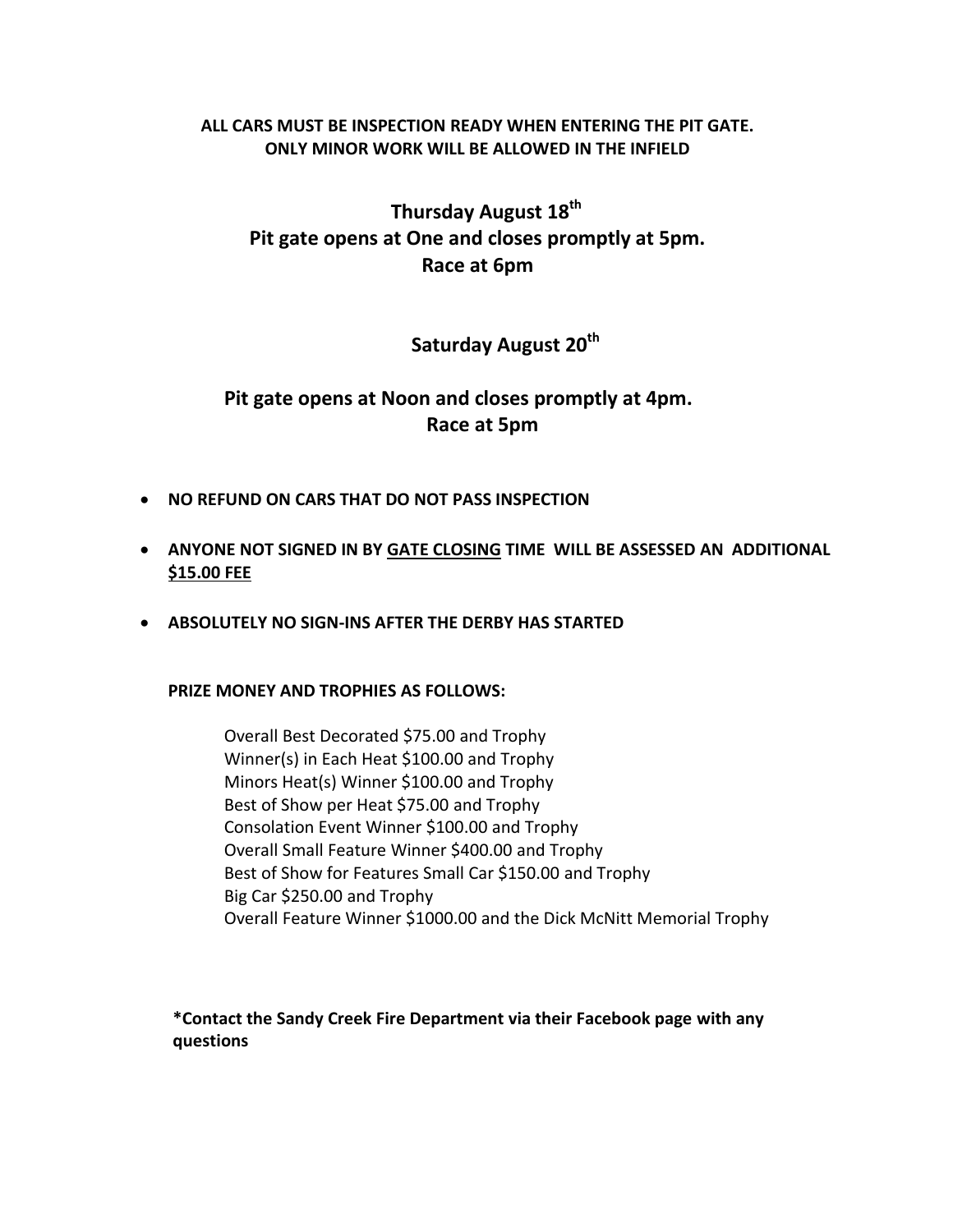**ALL CARS MUST BE INSPECTION READY WHEN ENTERING THE PIT GATE.**
**ONLY MINOR WORK WILL BE ALLOWED IN THE INFIELD**

## Thursday August 18th
## Pit gate opens at One and closes promptly at 5pm.
## Race at 6pm

## Saturday August 20th

## Pit gate opens at Noon and closes promptly at 4pm.
## Race at 5pm

- **NO REFUND ON CARS THAT DO NOT PASS INSPECTION**
- **ANYONE NOT SIGNED IN BY GATE CLOSING TIME WILL BE ASSESSED AN ADDITIONAL $15.00 FEE**
- **ABSOLUTELY NO SIGN-INS AFTER THE DERBY HAS STARTED**

**PRIZE MONEY AND TROPHIES AS FOLLOWS:**

Overall Best Decorated $75.00 and Trophy
Winner(s) in Each Heat $100.00 and Trophy
Minors Heat(s) Winner $100.00 and Trophy
Best of Show per Heat $75.00 and Trophy
Consolation Event Winner $100.00 and Trophy
Overall Small Feature Winner $400.00 and Trophy
Best of Show for Features Small Car $150.00 and Trophy
Big Car $250.00 and Trophy
Overall Feature Winner $1000.00 and the Dick McNitt Memorial Trophy

**\*Contact the Sandy Creek Fire Department via their Facebook page with any questions**